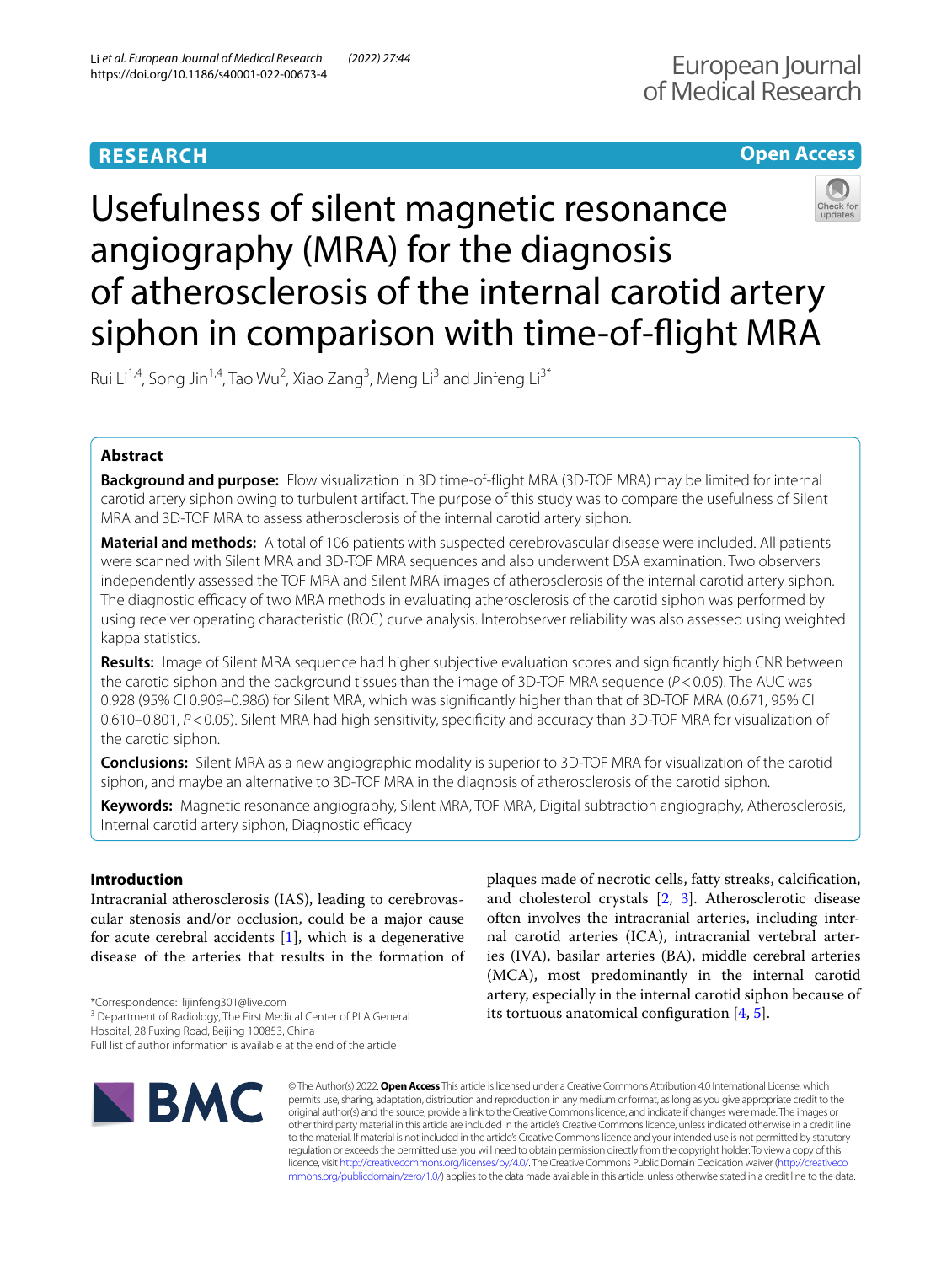RESEARCH

Open Access

# Usefulness of silent magnetic resonance angiography (MRA) for the diagnosis of atherosclerosis of the internal carotid artery siphon in comparison with time-of-flight MRA

Rui Li[1,4], Song Jin[1,4], Tao Wu[2], Xiao Zang[3], Meng Li[3] and Jinfeng Li[3*]

## Abstract

**Background and purpose:** Flow visualization in 3D time-of-flight MRA (3D-TOF MRA) may be limited for internal carotid artery siphon owing to turbulent artifact. The purpose of this study was to compare the usefulness of Silent MRA and 3D-TOF MRA to assess atherosclerosis of the internal carotid artery siphon.

**Material and methods:** A total of 106 patients with suspected cerebrovascular disease were included. All patients were scanned with Silent MRA and 3D-TOF MRA sequences and also underwent DSA examination. Two observers independently assessed the TOF MRA and Silent MRA images of atherosclerosis of the internal carotid artery siphon. The diagnostic efficacy of two MRA methods in evaluating atherosclerosis of the carotid siphon was performed by using receiver operating characteristic (ROC) curve analysis. Interobserver reliability was also assessed using weighted kappa statistics.

**Results:** Image of Silent MRA sequence had higher subjective evaluation scores and significantly high CNR between the carotid siphon and the background tissues than the image of 3D-TOF MRA sequence ($P<0.05$). The AUC was 0.928 (95% CI 0.909–0.986) for Silent MRA, which was significantly higher than that of 3D-TOF MRA (0.671, 95% CI 0.610–0.801, $P<0.05$). Silent MRA had high sensitivity, specificity and accuracy than 3D-TOF MRA for visualization of the carotid siphon.

**Conclusions:** Silent MRA as a new angiographic modality is superior to 3D-TOF MRA for visualization of the carotid siphon, and maybe an alternative to 3D-TOF MRA in the diagnosis of atherosclerosis of the carotid siphon.

**Keywords:** Magnetic resonance angiography, Silent MRA, TOF MRA, Digital subtraction angiography, Atherosclerosis, Internal carotid artery siphon, Diagnostic efficacy

## Introduction

Intracranial atherosclerosis (IAS), leading to cerebrovascular stenosis and/or occlusion, could be a major cause for acute cerebral accidents [1], which is a degenerative disease of the arteries that results in the formation of plaques made of necrotic cells, fatty streaks, calcification, and cholesterol crystals [2, 3]. Atherosclerotic disease often involves the intracranial arteries, including internal carotid arteries (ICA), intracranial vertebral arteries (IVA), basilar arteries (BA), middle cerebral arteries (MCA), most predominantly in the internal carotid artery, especially in the internal carotid siphon because of its tortuous anatomical configuration [4, 5].

*Correspondence: lijinfeng301@live.com
[3] Department of Radiology, The First Medical Center of PLA General Hospital, 28 Fuxing Road, Beijing 100853, China
Full list of author information is available at the end of the article

© The Author(s) 2022. **Open Access** This article is licensed under a Creative Commons Attribution 4.0 International License, which permits use, sharing, adaptation, distribution and reproduction in any medium or format, as long as you give appropriate credit to the original author(s) and the source, provide a link to the Creative Commons licence, and indicate if changes were made. The images or other third party material in this article are included in the article's Creative Commons licence, unless indicated otherwise in a credit line to the material. If material is not included in the article's Creative Commons licence and your intended use is not permitted by statutory regulation or exceeds the permitted use, you will need to obtain permission directly from the copyright holder. To view a copy of this licence, visit http://creativecommons.org/licenses/by/4.0/. The Creative Commons Public Domain Dedication waiver (http://creativecommons.org/publicdomain/zero/1.0/) applies to the data made available in this article, unless otherwise stated in a credit line to the data.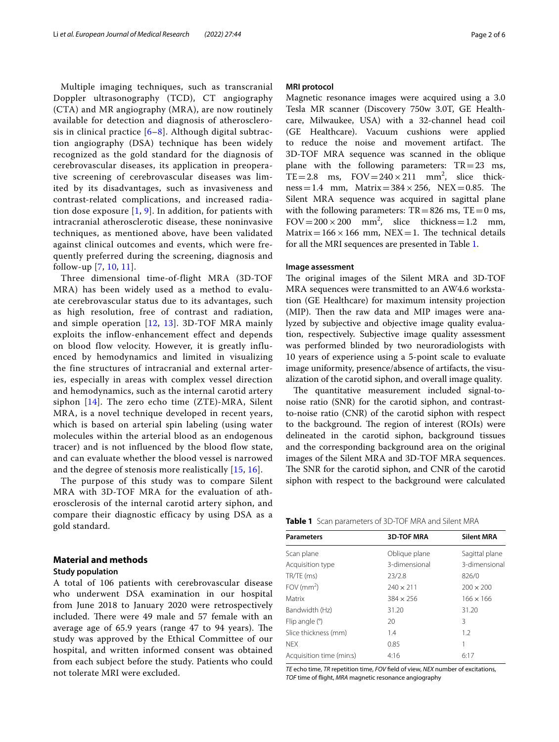Multiple imaging techniques, such as transcranial Doppler ultrasonography (TCD), CT angiography (CTA) and MR angiography (MRA), are now routinely available for detection and diagnosis of atherosclerosis in clinical practice [6–8]. Although digital subtraction angiography (DSA) technique has been widely recognized as the gold standard for the diagnosis of cerebrovascular diseases, its application in preoperative screening of cerebrovascular diseases was limited by its disadvantages, such as invasiveness and contrast-related complications, and increased radiation dose exposure [1, 9]. In addition, for patients with intracranial atherosclerotic disease, these noninvasive techniques, as mentioned above, have been validated against clinical outcomes and events, which were frequently preferred during the screening, diagnosis and follow-up [7, 10, 11].

Three dimensional time-of-flight MRA (3D-TOF MRA) has been widely used as a method to evaluate cerebrovascular status due to its advantages, such as high resolution, free of contrast and radiation, and simple operation [12, 13]. 3D-TOF MRA mainly exploits the inflow-enhancement effect and depends on blood flow velocity. However, it is greatly influenced by hemodynamics and limited in visualizing the fine structures of intracranial and external arteries, especially in areas with complex vessel direction and hemodynamics, such as the internal carotid artery siphon [14]. The zero echo time (ZTE)-MRA, Silent MRA, is a novel technique developed in recent years, which is based on arterial spin labeling (using water molecules within the arterial blood as an endogenous tracer) and is not influenced by the blood flow state, and can evaluate whether the blood vessel is narrowed and the degree of stenosis more realistically [15, 16].

The purpose of this study was to compare Silent MRA with 3D-TOF MRA for the evaluation of atherosclerosis of the internal carotid artery siphon, and compare their diagnostic efficacy by using DSA as a gold standard.

## Material and methods

### Study population

A total of 106 patients with cerebrovascular disease who underwent DSA examination in our hospital from June 2018 to January 2020 were retrospectively included. There were 49 male and 57 female with an average age of 65.9 years (range 47 to 94 years). The study was approved by the Ethical Committee of our hospital, and written informed consent was obtained from each subject before the study. Patients who could not tolerate MRI were excluded.

### MRI protocol

Magnetic resonance images were acquired using a 3.0 Tesla MR scanner (Discovery 750w 3.0T, GE Healthcare, Milwaukee, USA) with a 32-channel head coil (GE Healthcare). Vacuum cushions were applied to reduce the noise and movement artifact. The 3D-TOF MRA sequence was scanned in the oblique plane with the following parameters: TR = 23 ms, TE = 2.8 ms, FOV = 240 × 211 mm$^2$, slice thickness = 1.4 mm, Matrix = 384 × 256, NEX = 0.85. The Silent MRA sequence was acquired in sagittal plane with the following parameters: TR = 826 ms, TE = 0 ms, FOV = 200 × 200 mm$^2$, slice thickness = 1.2 mm, Matrix = 166 × 166 mm, NEX = 1. The technical details for all the MRI sequences are presented in Table 1.

### Image assessment

The original images of the Silent MRA and 3D-TOF MRA sequences were transmitted to an AW4.6 workstation (GE Healthcare) for maximum intensity projection (MIP). Then the raw data and MIP images were analyzed by subjective and objective image quality evaluation, respectively. Subjective image quality assessment was performed blinded by two neuroradiologists with 10 years of experience using a 5-point scale to evaluate image uniformity, presence/absence of artifacts, the visualization of the carotid siphon, and overall image quality.

The quantitative measurement included signal-to-noise ratio (SNR) for the carotid siphon, and contrast-to-noise ratio (CNR) of the carotid siphon with respect to the background. The region of interest (ROIs) were delineated in the carotid siphon, background tissues and the corresponding background area on the original images of the Silent MRA and 3D-TOF MRA sequences. The SNR for the carotid siphon, and CNR of the carotid siphon with respect to the background were calculated

**Table 1** Scan parameters of 3D-TOF MRA and Silent MRA

| Parameters | 3D-TOF MRA | Silent MRA |
|---|---|---|
| Scan plane | Oblique plane | Sagittal plane |
| Acquisition type | 3-dimensional | 3-dimensional |
| TR/TE (ms) | 23/2.8 | 826/0 |
| FOV (mm$^2$) | 240 × 211 | 200 × 200 |
| Matrix | 384 × 256 | 166 × 166 |
| Bandwidth (Hz) | 31.20 | 31.20 |
| Flip angle (°) | 20 | 3 |
| Slice thickness (mm) | 1.4 | 1.2 |
| NEX | 0.85 | 1 |
| Acquisition time (min:s) | 4:16 | 6:17 |

*TE* echo time, *TR* repetition time, *FOV* field of view, *NEX* number of excitations, *TOF* time of flight, *MRA* magnetic resonance angiography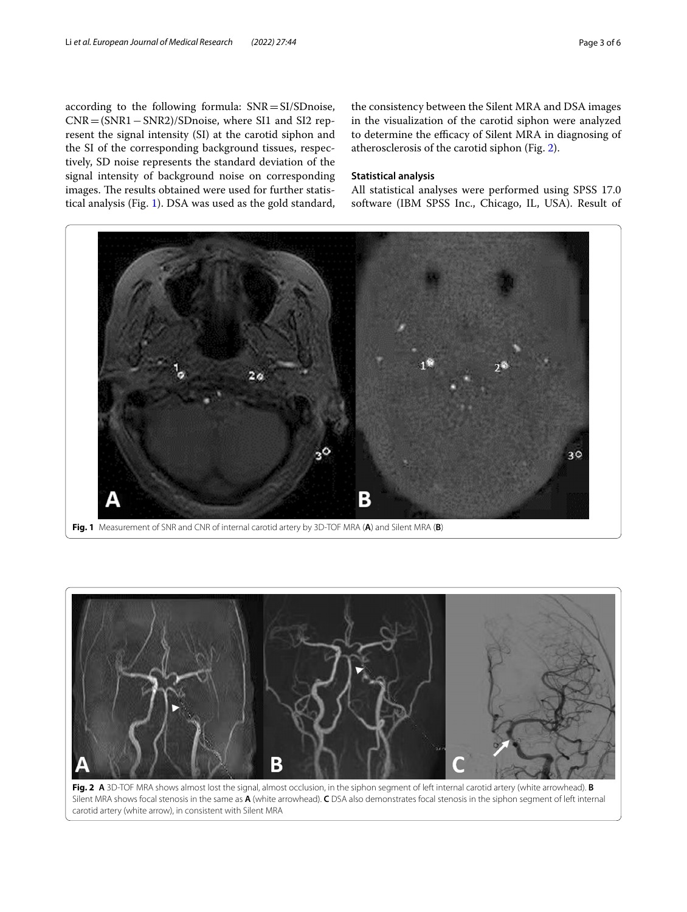according to the following formula: SNR = SI/SDnoise, CNR = (SNR1 − SNR2)/SDnoise, where SI1 and SI2 represent the signal intensity (SI) at the carotid siphon and the SI of the corresponding background tissues, respectively, SD noise represents the standard deviation of the signal intensity of background noise on corresponding images. The results obtained were used for further statistical analysis (Fig. 1). DSA was used as the gold standard, the consistency between the Silent MRA and DSA images in the visualization of the carotid siphon were analyzed to determine the efficacy of Silent MRA in diagnosing of atherosclerosis of the carotid siphon (Fig. 2).

### Statistical analysis

All statistical analyses were performed using SPSS 17.0 software (IBM SPSS Inc., Chicago, IL, USA). Result of

**Fig. 1** Measurement of SNR and CNR of internal carotid artery by 3D-TOF MRA (**A**) and Silent MRA (**B**)

**Fig. 2** **A** 3D-TOF MRA shows almost lost the signal, almost occlusion, in the siphon segment of left internal carotid artery (white arrowhead). **B** Silent MRA shows focal stenosis in the same as **A** (white arrowhead). **C** DSA also demonstrates focal stenosis in the siphon segment of left internal carotid artery (white arrow), in consistent with Silent MRA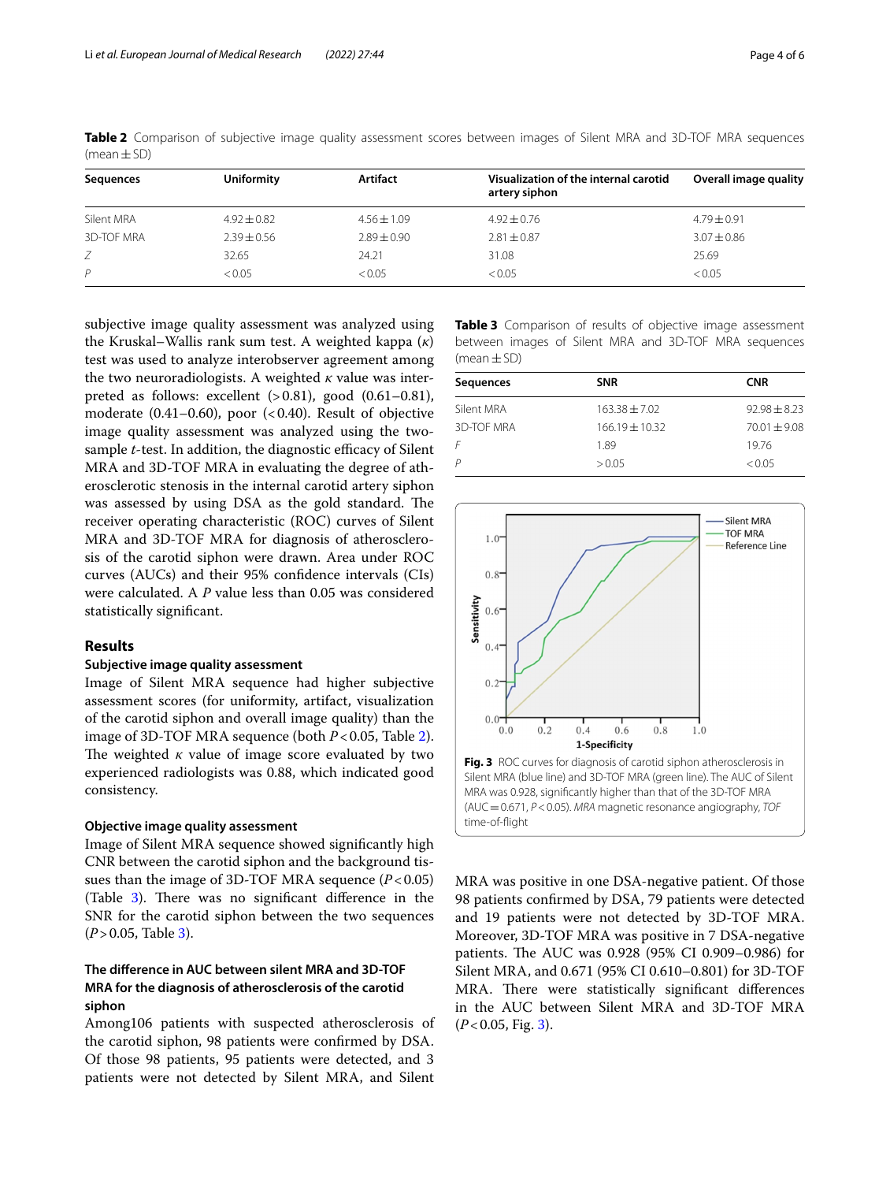**Table 2** Comparison of subjective image quality assessment scores between images of Silent MRA and 3D-TOF MRA sequences (mean ± SD)

| Sequences | Uniformity | Artifact | Visualization of the internal carotid artery siphon | Overall image quality |
|---|---|---|---|---|
| Silent MRA | 4.92 ± 0.82 | 4.56 ± 1.09 | 4.92 ± 0.76 | 4.79 ± 0.91 |
| 3D-TOF MRA | 2.39 ± 0.56 | 2.89 ± 0.90 | 2.81 ± 0.87 | 3.07 ± 0.86 |
| *Z* | 32.65 | 24.21 | 31.08 | 25.69 |
| *P* | < 0.05 | < 0.05 | < 0.05 | < 0.05 |

subjective image quality assessment was analyzed using the Kruskal–Wallis rank sum test. A weighted kappa ($\kappa$) test was used to analyze interobserver agreement among the two neuroradiologists. A weighted $\kappa$ value was interpreted as follows: excellent (> 0.81), good (0.61–0.81), moderate (0.41–0.60), poor (< 0.40). Result of objective image quality assessment was analyzed using the two-sample *t*-test. In addition, the diagnostic efficacy of Silent MRA and 3D-TOF MRA in evaluating the degree of atherosclerotic stenosis in the internal carotid artery siphon was assessed by using DSA as the gold standard. The receiver operating characteristic (ROC) curves of Silent MRA and 3D-TOF MRA for diagnosis of atherosclerosis of the carotid siphon were drawn. Area under ROC curves (AUCs) and their 95% confidence intervals (CIs) were calculated. A *P* value less than 0.05 was considered statistically significant.

## Results

### Subjective image quality assessment

Image of Silent MRA sequence had higher subjective assessment scores (for uniformity, artifact, visualization of the carotid siphon and overall image quality) than the image of 3D-TOF MRA sequence (both $P < 0.05$, Table 2). The weighted $\kappa$ value of image score evaluated by two experienced radiologists was 0.88, which indicated good consistency.

### Objective image quality assessment

Image of Silent MRA sequence showed significantly high CNR between the carotid siphon and the background tissues than the image of 3D-TOF MRA sequence ($P < 0.05$) (Table 3). There was no significant difference in the SNR for the carotid siphon between the two sequences ($P > 0.05$, Table 3).

### The difference in AUC between silent MRA and 3D-TOF MRA for the diagnosis of atherosclerosis of the carotid siphon

Among106 patients with suspected atherosclerosis of the carotid siphon, 98 patients were confirmed by DSA. Of those 98 patients, 95 patients were detected, and 3 patients were not detected by Silent MRA, and Silent MRA was positive in one DSA-negative patient. Of those 98 patients confirmed by DSA, 79 patients were detected and 19 patients were not detected by 3D-TOF MRA. Moreover, 3D-TOF MRA was positive in 7 DSA-negative patients. The AUC was 0.928 (95% CI 0.909–0.986) for Silent MRA, and 0.671 (95% CI 0.610–0.801) for 3D-TOF MRA. There were statistically significant differences in the AUC between Silent MRA and 3D-TOF MRA ($P < 0.05$, Fig. 3).

**Table 3** Comparison of results of objective image assessment between images of Silent MRA and 3D-TOF MRA sequences (mean ± SD)

| Sequences | SNR | CNR |
|---|---|---|
| Silent MRA | 163.38 ± 7.02 | 92.98 ± 8.23 |
| 3D-TOF MRA | 166.19 ± 10.32 | 70.01 ± 9.08 |
| *F* | 1.89 | 19.76 |
| *P* | > 0.05 | < 0.05 |

**Fig. 3** ROC curves for diagnosis of carotid siphon atherosclerosis in Silent MRA (blue line) and 3D-TOF MRA (green line). The AUC of Silent MRA was 0.928, significantly higher than that of the 3D-TOF MRA (AUC = 0.671, $P < 0.05$). *MRA* magnetic resonance angiography, *TOF* time-of-flight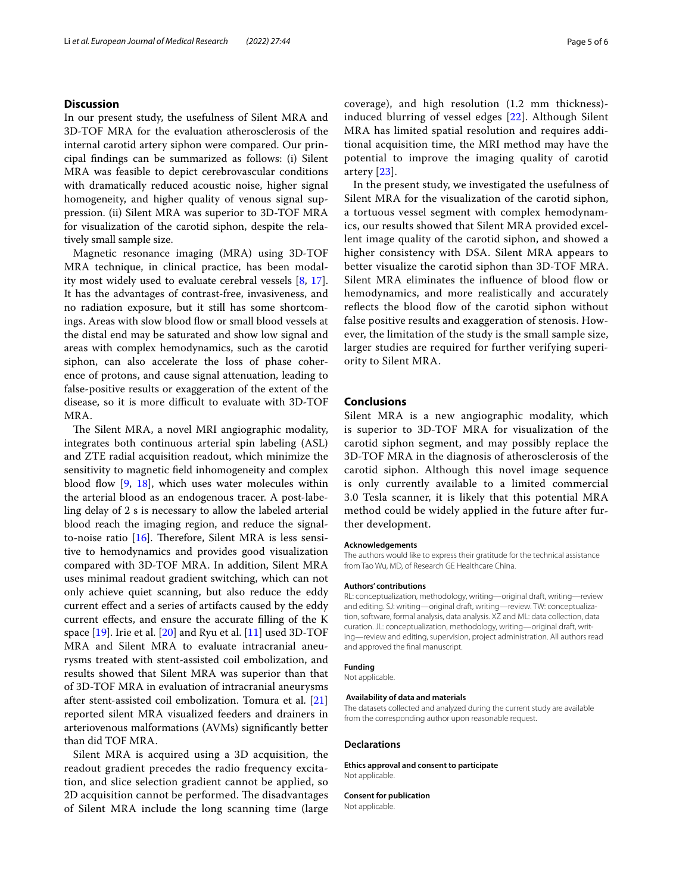## Discussion

In our present study, the usefulness of Silent MRA and 3D-TOF MRA for the evaluation atherosclerosis of the internal carotid artery siphon were compared. Our principal findings can be summarized as follows: (i) Silent MRA was feasible to depict cerebrovascular conditions with dramatically reduced acoustic noise, higher signal homogeneity, and higher quality of venous signal suppression. (ii) Silent MRA was superior to 3D-TOF MRA for visualization of the carotid siphon, despite the relatively small sample size.

Magnetic resonance imaging (MRA) using 3D-TOF MRA technique, in clinical practice, has been modality most widely used to evaluate cerebral vessels [8, 17]. It has the advantages of contrast-free, invasiveness, and no radiation exposure, but it still has some shortcomings. Areas with slow blood flow or small blood vessels at the distal end may be saturated and show low signal and areas with complex hemodynamics, such as the carotid siphon, can also accelerate the loss of phase coherence of protons, and cause signal attenuation, leading to false-positive results or exaggeration of the extent of the disease, so it is more difficult to evaluate with 3D-TOF MRA.

The Silent MRA, a novel MRI angiographic modality, integrates both continuous arterial spin labeling (ASL) and ZTE radial acquisition readout, which minimize the sensitivity to magnetic field inhomogeneity and complex blood flow [9, 18], which uses water molecules within the arterial blood as an endogenous tracer. A post-labeling delay of 2 s is necessary to allow the labeled arterial blood reach the imaging region, and reduce the signal-to-noise ratio [16]. Therefore, Silent MRA is less sensitive to hemodynamics and provides good visualization compared with 3D-TOF MRA. In addition, Silent MRA uses minimal readout gradient switching, which can not only achieve quiet scanning, but also reduce the eddy current effect and a series of artifacts caused by the eddy current effects, and ensure the accurate filling of the K space [19]. Irie et al. [20] and Ryu et al. [11] used 3D-TOF MRA and Silent MRA to evaluate intracranial aneurysms treated with stent-assisted coil embolization, and results showed that Silent MRA was superior than that of 3D-TOF MRA in evaluation of intracranial aneurysms after stent-assisted coil embolization. Tomura et al. [21] reported silent MRA visualized feeders and drainers in arteriovenous malformations (AVMs) significantly better than did TOF MRA.

Silent MRA is acquired using a 3D acquisition, the readout gradient precedes the radio frequency excitation, and slice selection gradient cannot be applied, so 2D acquisition cannot be performed. The disadvantages of Silent MRA include the long scanning time (large coverage), and high resolution (1.2 mm thickness)-induced blurring of vessel edges [22]. Although Silent MRA has limited spatial resolution and requires additional acquisition time, the MRI method may have the potential to improve the imaging quality of carotid artery [23].

In the present study, we investigated the usefulness of Silent MRA for the visualization of the carotid siphon, a tortuous vessel segment with complex hemodynamics, our results showed that Silent MRA provided excellent image quality of the carotid siphon, and showed a higher consistency with DSA. Silent MRA appears to better visualize the carotid siphon than 3D-TOF MRA. Silent MRA eliminates the influence of blood flow or hemodynamics, and more realistically and accurately reflects the blood flow of the carotid siphon without false positive results and exaggeration of stenosis. However, the limitation of the study is the small sample size, larger studies are required for further verifying superiority to Silent MRA.

## Conclusions

Silent MRA is a new angiographic modality, which is superior to 3D-TOF MRA for visualization of the carotid siphon segment, and may possibly replace the 3D-TOF MRA in the diagnosis of atherosclerosis of the carotid siphon. Although this novel image sequence is only currently available to a limited commercial 3.0 Tesla scanner, it is likely that this potential MRA method could be widely applied in the future after further development.

#### Acknowledgements

The authors would like to express their gratitude for the technical assistance from Tao Wu, MD, of Research GE Healthcare China.

#### Authors' contributions

RL: conceptualization, methodology, writing—original draft, writing—review and editing. SJ: writing—original draft, writing—review. TW: conceptualization, software, formal analysis, data analysis. XZ and ML: data collection, data curation. JL: conceptualization, methodology, writing—original draft, writing—review and editing, supervision, project administration. All authors read and approved the final manuscript.

#### Funding

Not applicable.

#### Availability of data and materials

The datasets collected and analyzed during the current study are available from the corresponding author upon reasonable request.

### Declarations

#### Ethics approval and consent to participate

Not applicable.

#### Consent for publication

Not applicable.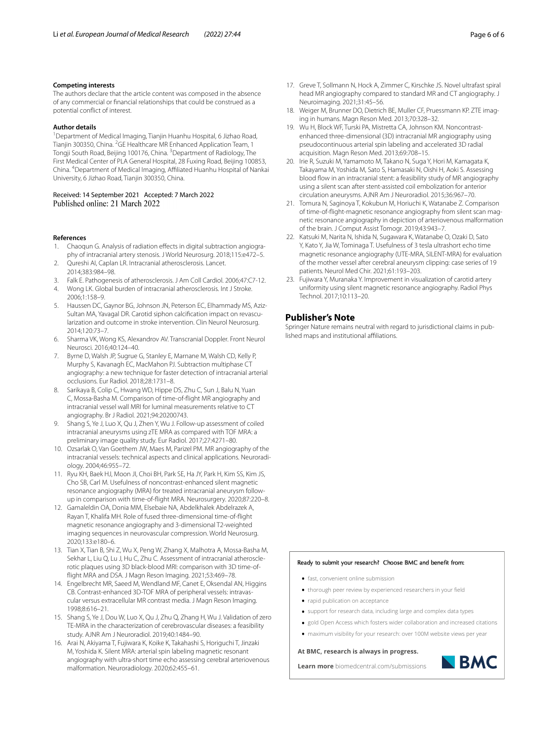#### Competing interests

The authors declare that the article content was composed in the absence of any commercial or financial relationships that could be construed as a potential conflict of interest.

#### Author details

[1]Department of Medical Imaging, Tianjin Huanhu Hospital, 6 Jizhao Road, Tianjin 300350, China. [2]GE Healthcare MR Enhanced Application Team, 1 Tongji South Road, Beijing 100176, China. [3]Department of Radiology, The First Medical Center of PLA General Hospital, 28 Fuxing Road, Beijing 100853, China. [4]Department of Medical Imaging, Affiliated Huanhu Hospital of Nankai University, 6 Jizhao Road, Tianjin 300350, China.

Received: 14 September 2021 Accepted: 7 March 2022
Published online: 21 March 2022

#### References

1. Chaoqun G. Analysis of radiation effects in digital subtraction angiography of intracranial artery stenosis. J World Neurosurg. 2018;115:e472–5.
2. Qureshi AI, Caplan LR. Intracranial atherosclerosis. Lancet. 2014;383:984–98.
3. Falk E. Pathogenesis of atherosclerosis. J Am Coll Cardiol. 2006;47:C7-12.
4. Wong LK. Global burden of intracranial atherosclerosis. Int J Stroke. 2006;1:158–9.
5. Haussen DC, Gaynor BG, Johnson JN, Peterson EC, Elhammady MS, Aziz-Sultan MA, Yavagal DR. Carotid siphon calcification impact on revascularization and outcome in stroke intervention. Clin Neurol Neurosurg. 2014;120:73–7.
6. Sharma VK, Wong KS, Alexandrov AV. Transcranial Doppler. Front Neurol Neurosci. 2016;40:124–40.
7. Byrne D, Walsh JP, Sugrue G, Stanley E, Marnane M, Walsh CD, Kelly P, Murphy S, Kavanagh EC, MacMahon PJ. Subtraction multiphase CT angiography: a new technique for faster detection of intracranial arterial occlusions. Eur Radiol. 2018;28:1731–8.
8. Sarikaya B, Colip C, Hwang WD, Hippe DS, Zhu C, Sun J, Balu N, Yuan C, Mossa-Basha M. Comparison of time-of-flight MR angiography and intracranial vessel wall MRI for luminal measurements relative to CT angiography. Br J Radiol. 2021;94:20200743.
9. Shang S, Ye J, Luo X, Qu J, Zhen Y, Wu J. Follow-up assessment of coiled intracranial aneurysms using zTE MRA as compared with TOF MRA: a preliminary image quality study. Eur Radiol. 2017;27:4271–80.
10. Ozsarlak O, Van Goethem JW, Maes M, Parizel PM. MR angiography of the intracranial vessels: technical aspects and clinical applications. Neuroradiology. 2004;46:955–72.
11. Ryu KH, Baek HJ, Moon JI, Choi BH, Park SE, Ha JY, Park H, Kim SS, Kim JS, Cho SB, Carl M. Usefulness of noncontrast-enhanced silent magnetic resonance angiography (MRA) for treated intracranial aneurysm follow-up in comparison with time-of-flight MRA. Neurosurgery. 2020;87:220–8.
12. Gamaleldin OA, Donia MM, Elsebaie NA, Abdelkhalek Abdelrazek A, Rayan T, Khalifa MH. Role of fused three-dimensional time-of-flight magnetic resonance angiography and 3-dimensional T2-weighted imaging sequences in neurovascular compression. World Neurosurg. 2020;133:e180–6.
13. Tian X, Tian B, Shi Z, Wu X, Peng W, Zhang X, Malhotra A, Mossa-Basha M, Sekhar L, Liu Q, Lu J, Hu C, Zhu C. Assessment of intracranial atherosclerotic plaques using 3D black-blood MRI: comparison with 3D time-of-flight MRA and DSA. J Magn Reson Imaging. 2021;53:469–78.
14. Engelbrecht MR, Saeed M, Wendland MF, Canet E, Oksendal AN, Higgins CB. Contrast-enhanced 3D-TOF MRA of peripheral vessels: intravascular versus extracellular MR contrast media. J Magn Reson Imaging. 1998;8:616–21.
15. Shang S, Ye J, Dou W, Luo X, Qu J, Zhu Q, Zhang H, Wu J. Validation of zero TE-MRA in the characterization of cerebrovascular diseases: a feasibility study. AJNR Am J Neuroradiol. 2019;40:1484–90.
16. Arai N, Akiyama T, Fujiwara K, Koike K, Takahashi S, Horiguchi T, Jinzaki M, Yoshida K. Silent MRA: arterial spin labeling magnetic resonant angiography with ultra-short time echo assessing cerebral arteriovenous malformation. Neuroradiology. 2020;62:455–61.
17. Greve T, Sollmann N, Hock A, Zimmer C, Kirschke JS. Novel ultrafast spiral head MR angiography compared to standard MR and CT angiography. J Neuroimaging. 2021;31:45–56.
18. Weiger M, Brunner DO, Dietrich BE, Muller CF, Pruessmann KP. ZTE imaging in humans. Magn Reson Med. 2013;70:328–32.
19. Wu H, Block WF, Turski PA, Mistretta CA, Johnson KM. Noncontrast-enhanced three-dimensional (3D) intracranial MR angiography using pseudocontinuous arterial spin labeling and accelerated 3D radial acquisition. Magn Reson Med. 2013;69:708–15.
20. Irie R, Suzuki M, Yamamoto M, Takano N, Suga Y, Hori M, Kamagata K, Takayama M, Yoshida M, Sato S, Hamasaki N, Oishi H, Aoki S. Assessing blood flow in an intracranial stent: a feasibility study of MR angiography using a silent scan after stent-assisted coil embolization for anterior circulation aneurysms. AJNR Am J Neuroradiol. 2015;36:967–70.
21. Tomura N, Saginoya T, Kokubun M, Horiuchi K, Watanabe Z. Comparison of time-of-flight-magnetic resonance angiography from silent scan magnetic resonance angiography in depiction of arteriovenous malformation of the brain. J Comput Assist Tomogr. 2019;43:943–7.
22. Katsuki M, Narita N, Ishida N, Sugawara K, Watanabe O, Ozaki D, Sato Y, Kato Y, Jia W, Tominaga T. Usefulness of 3 tesla ultrashort echo time magnetic resonance angiography (UTE-MRA, SILENT-MRA) for evaluation of the mother vessel after cerebral aneurysm clipping: case series of 19 patients. Neurol Med Chir. 2021;61:193–203.
23. Fujiwara Y, Muranaka Y. Improvement in visualization of carotid artery uniformity using silent magnetic resonance angiography. Radiol Phys Technol. 2017;10:113–20.

## Publisher's Note

Springer Nature remains neutral with regard to jurisdictional claims in published maps and institutional affiliations.

Ready to submit your research? Choose BMC and benefit from:

- fast, convenient online submission
- thorough peer review by experienced researchers in your field
- rapid publication on acceptance
- support for research data, including large and complex data types
- gold Open Access which fosters wider collaboration and increased citations
- maximum visibility for your research: over 100M website views per year

**At BMC, research is always in progress.**

**Learn more** biomedcentral.com/submissions